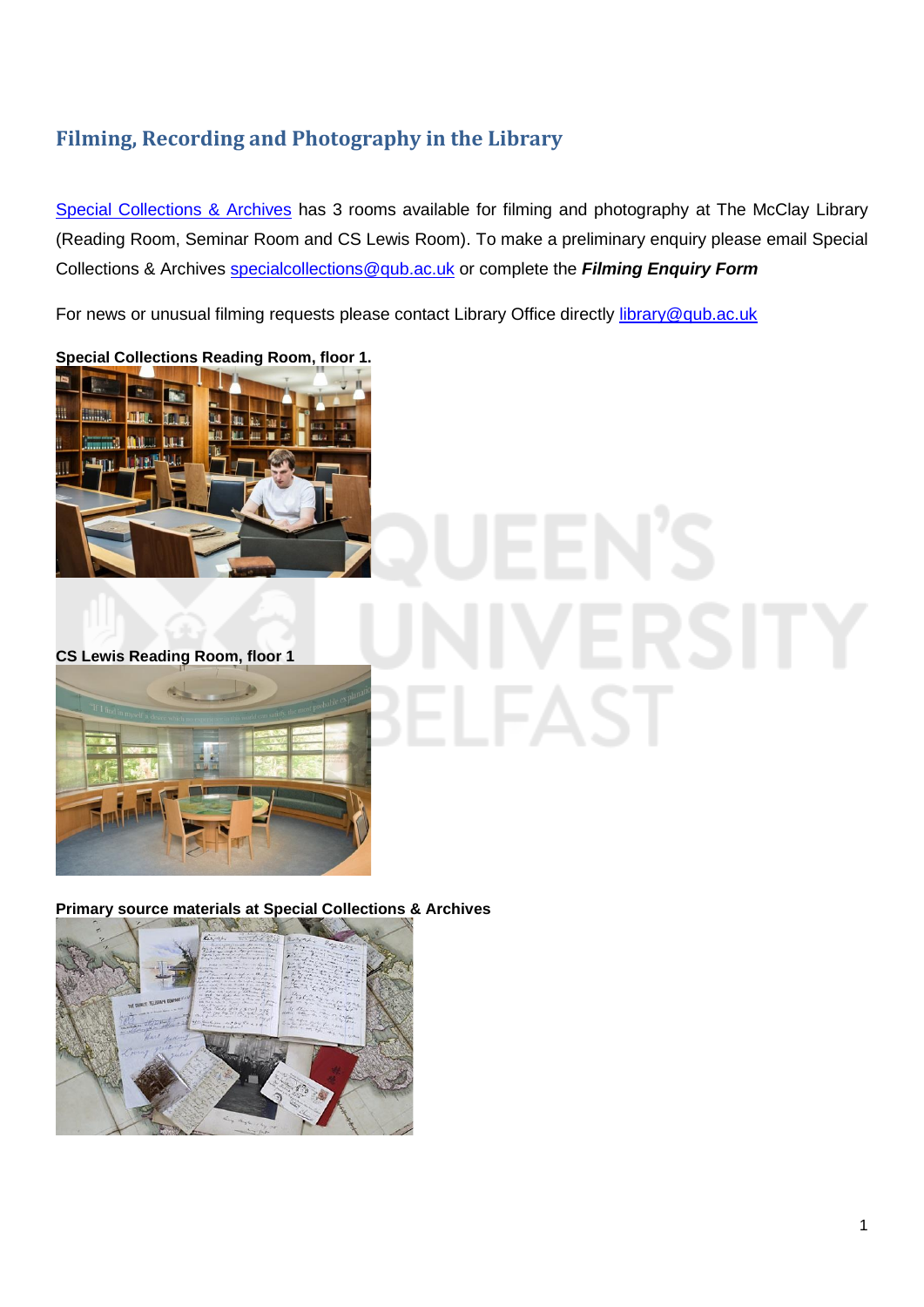## Filming, Recording and Photography in the Library

[Special Collections & Archives](Special Collections & Archives) has 3 rooms available for filming and photography at The McClay Library (Reading Room, Seminar Room and CS Lewis Room). To make a preliminary enquiry please email Special Collections & Archives [specialcollections@qub.ac.uk](mailto:specialcollections@qub.ac.uk) or complete the ***Filming Enquiry Form***

For news or unusual filming requests please contact Library Office directly [library@qub.ac.uk](mailto:library@qub.ac.uk)

**Special Collections Reading Room, floor 1.**

**CS Lewis Reading Room, floor 1**

**Primary source materials at Special Collections & Archives**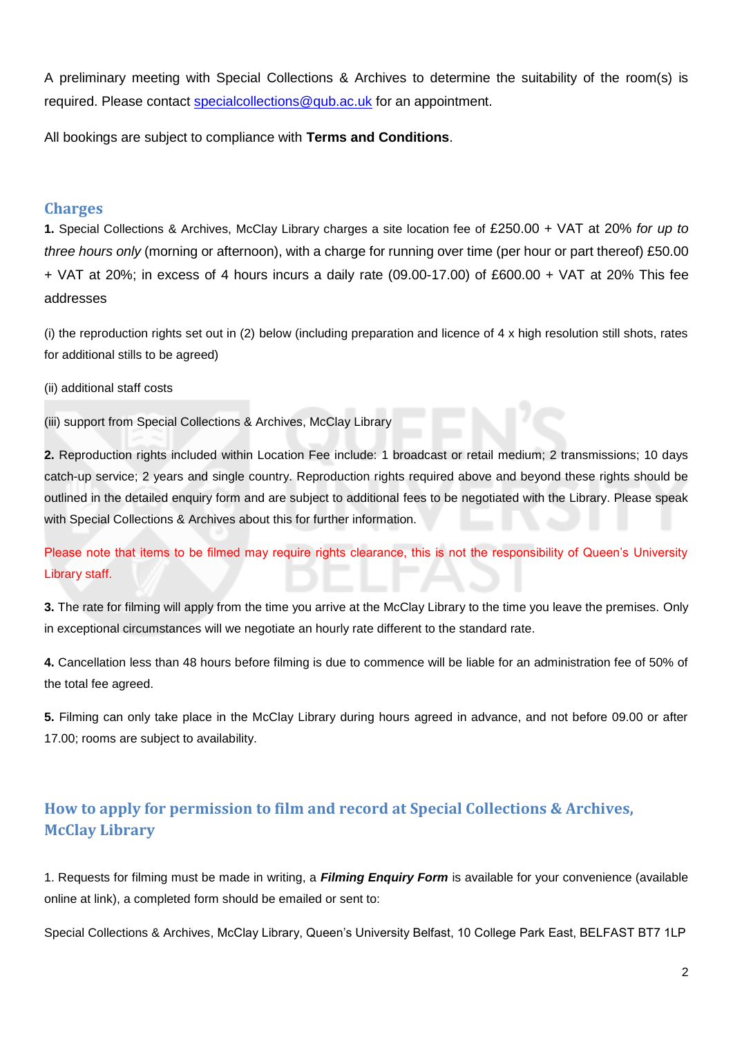A preliminary meeting with Special Collections & Archives to determine the suitability of the room(s) is required. Please contact specialcollections@qub.ac.uk for an appointment.

All bookings are subject to compliance with **Terms and Conditions**.

## Charges

**1.** Special Collections & Archives, McClay Library charges a site location fee of £250.00 + VAT at 20% *for up to three hours only* (morning or afternoon), with a charge for running over time (per hour or part thereof) £50.00 + VAT at 20%; in excess of 4 hours incurs a daily rate (09.00-17.00) of £600.00 + VAT at 20% This fee addresses

(i) the reproduction rights set out in (2) below (including preparation and licence of 4 x high resolution still shots, rates for additional stills to be agreed)

(ii) additional staff costs

(iii) support from Special Collections & Archives, McClay Library

**2.** Reproduction rights included within Location Fee include: 1 broadcast or retail medium; 2 transmissions; 10 days catch-up service; 2 years and single country. Reproduction rights required above and beyond these rights should be outlined in the detailed enquiry form and are subject to additional fees to be negotiated with the Library. Please speak with Special Collections & Archives about this for further information.

Please note that items to be filmed may require rights clearance, this is not the responsibility of Queen's University Library staff.

**3.** The rate for filming will apply from the time you arrive at the McClay Library to the time you leave the premises. Only in exceptional circumstances will we negotiate an hourly rate different to the standard rate.

**4.** Cancellation less than 48 hours before filming is due to commence will be liable for an administration fee of 50% of the total fee agreed.

**5.** Filming can only take place in the McClay Library during hours agreed in advance, and not before 09.00 or after 17.00; rooms are subject to availability.

## How to apply for permission to film and record at Special Collections & Archives, McClay Library

1. Requests for filming must be made in writing, a ***Filming Enquiry Form*** is available for your convenience (available online at link), a completed form should be emailed or sent to:

Special Collections & Archives, McClay Library, Queen's University Belfast, 10 College Park East, BELFAST BT7 1LP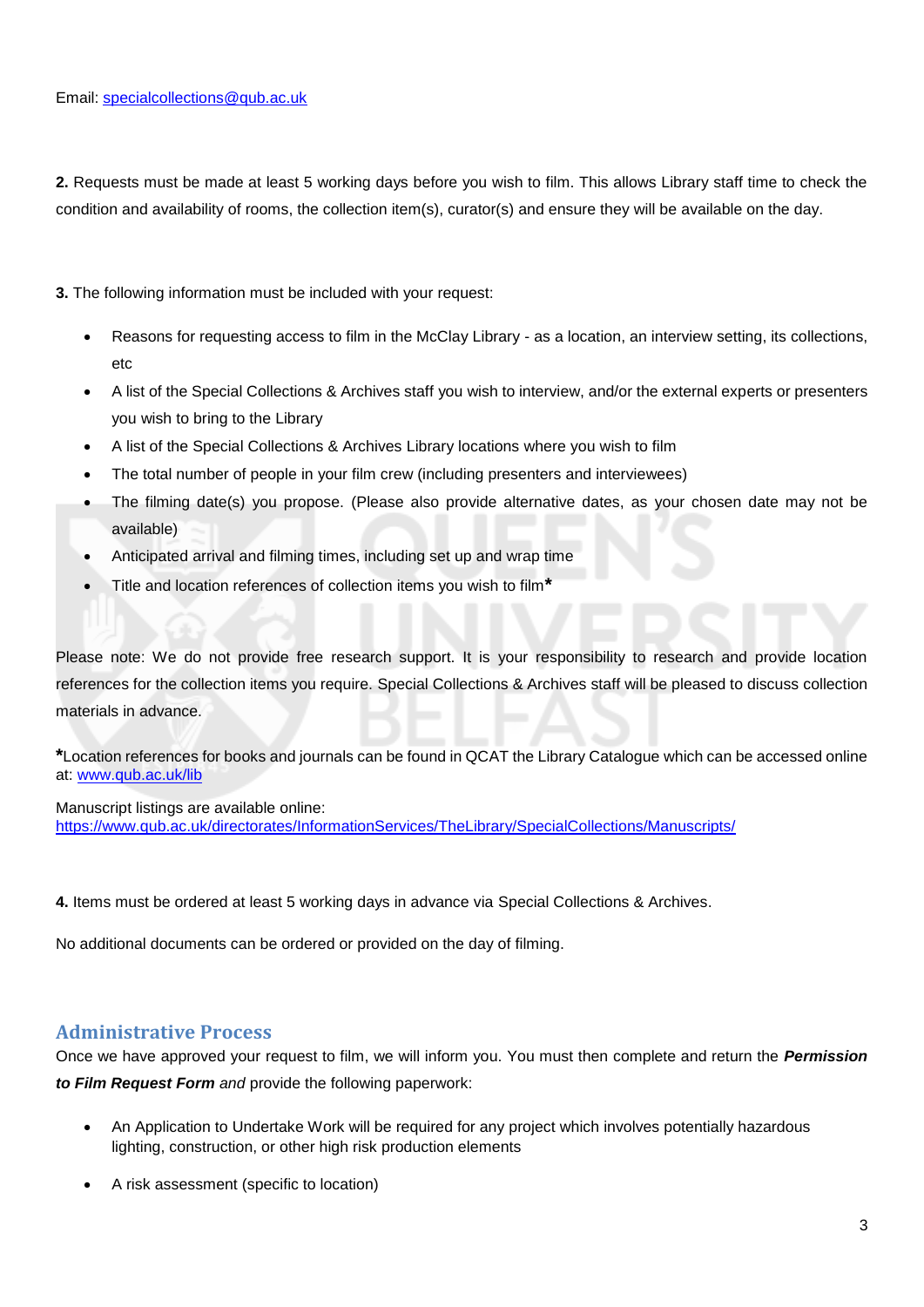Email: [specialcollections@qub.ac.uk](mailto:specialcollections@qub.ac.uk)

**2.** Requests must be made at least 5 working days before you wish to film. This allows Library staff time to check the condition and availability of rooms, the collection item(s), curator(s) and ensure they will be available on the day.

**3.** The following information must be included with your request:

- Reasons for requesting access to film in the McClay Library - as a location, an interview setting, its collections, etc
- A list of the Special Collections & Archives staff you wish to interview, and/or the external experts or presenters you wish to bring to the Library
- A list of the Special Collections & Archives Library locations where you wish to film
- The total number of people in your film crew (including presenters and interviewees)
- The filming date(s) you propose. (Please also provide alternative dates, as your chosen date may not be available)
- Anticipated arrival and filming times, including set up and wrap time
- Title and location references of collection items you wish to film**\***

Please note: We do not provide free research support. It is your responsibility to research and provide location references for the collection items you require. Special Collections & Archives staff will be pleased to discuss collection materials in advance.

**\***Location references for books and journals can be found in QCAT the Library Catalogue which can be accessed online at: [www.qub.ac.uk/lib](http://www.qub.ac.uk/lib)

Manuscript listings are available online:
[https://www.qub.ac.uk/directorates/InformationServices/TheLibrary/SpecialCollections/Manuscripts/](https://www.qub.ac.uk/directorates/InformationServices/TheLibrary/SpecialCollections/Manuscripts/)

**4.** Items must be ordered at least 5 working days in advance via Special Collections & Archives.

No additional documents can be ordered or provided on the day of filming.

## Administrative Process

Once we have approved your request to film, we will inform you. You must then complete and return the ***Permission to Film Request Form*** *and* provide the following paperwork:

- An Application to Undertake Work will be required for any project which involves potentially hazardous lighting, construction, or other high risk production elements
- A risk assessment (specific to location)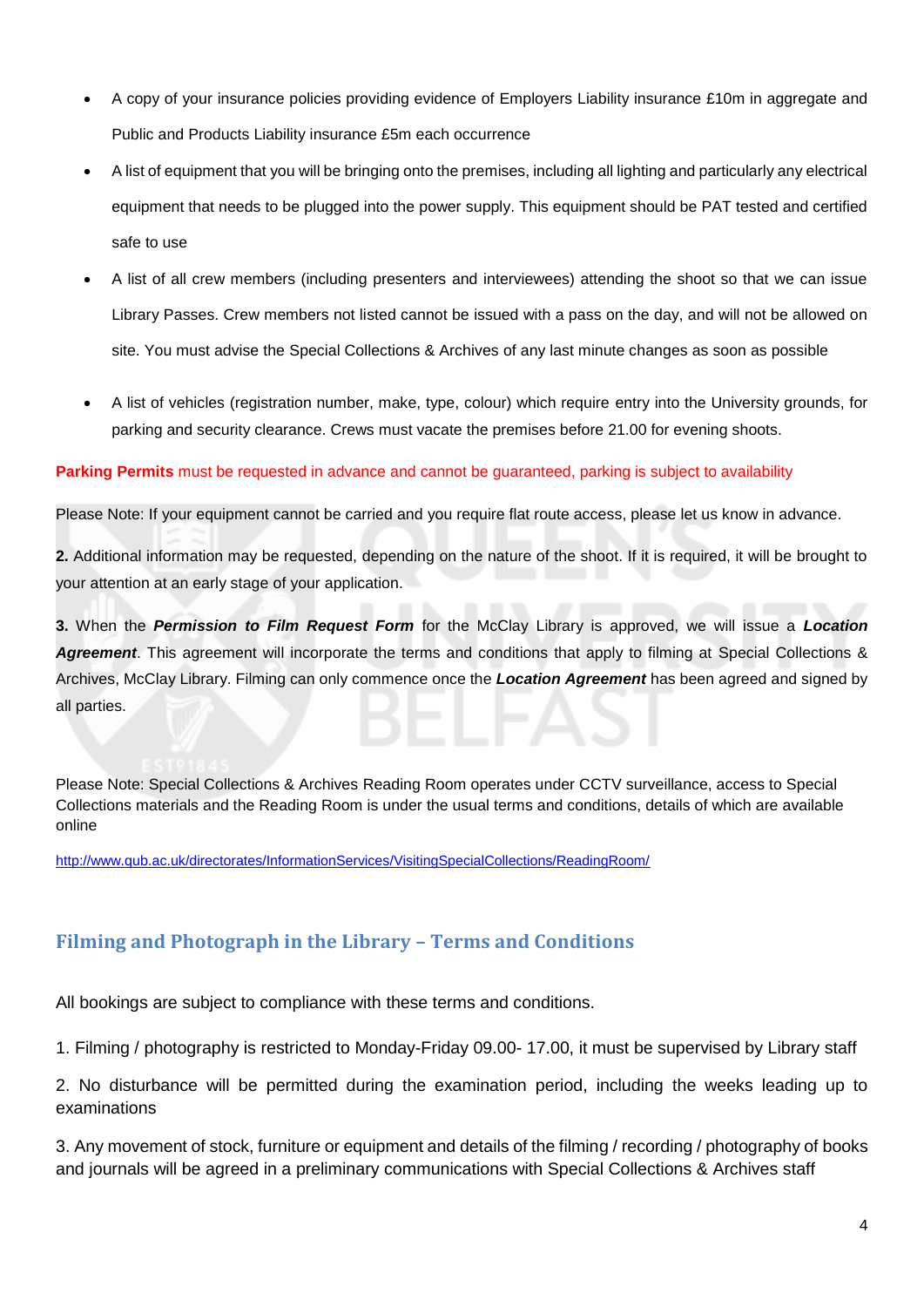- A copy of your insurance policies providing evidence of Employers Liability insurance £10m in aggregate and Public and Products Liability insurance £5m each occurrence
- A list of equipment that you will be bringing onto the premises, including all lighting and particularly any electrical equipment that needs to be plugged into the power supply. This equipment should be PAT tested and certified safe to use
- A list of all crew members (including presenters and interviewees) attending the shoot so that we can issue Library Passes. Crew members not listed cannot be issued with a pass on the day, and will not be allowed on site. You must advise the Special Collections & Archives of any last minute changes as soon as possible
- A list of vehicles (registration number, make, type, colour) which require entry into the University grounds, for parking and security clearance. Crews must vacate the premises before 21.00 for evening shoots.

**Parking Permits** must be requested in advance and cannot be guaranteed, parking is subject to availability

Please Note: If your equipment cannot be carried and you require flat route access, please let us know in advance.

**2.** Additional information may be requested, depending on the nature of the shoot. If it is required, it will be brought to your attention at an early stage of your application.

**3.** When the ***Permission to Film Request Form*** for the McClay Library is approved, we will issue a ***Location Agreement***. This agreement will incorporate the terms and conditions that apply to filming at Special Collections & Archives, McClay Library. Filming can only commence once the ***Location Agreement*** has been agreed and signed by all parties.

Please Note: Special Collections & Archives Reading Room operates under CCTV surveillance, access to Special Collections materials and the Reading Room is under the usual terms and conditions, details of which are available online

http://www.qub.ac.uk/directorates/InformationServices/VisitingSpecialCollections/ReadingRoom/

## Filming and Photograph in the Library – Terms and Conditions

All bookings are subject to compliance with these terms and conditions.

1. Filming / photography is restricted to Monday-Friday 09.00- 17.00, it must be supervised by Library staff
2. No disturbance will be permitted during the examination period, including the weeks leading up to examinations
3. Any movement of stock, furniture or equipment and details of the filming / recording / photography of books and journals will be agreed in a preliminary communications with Special Collections & Archives staff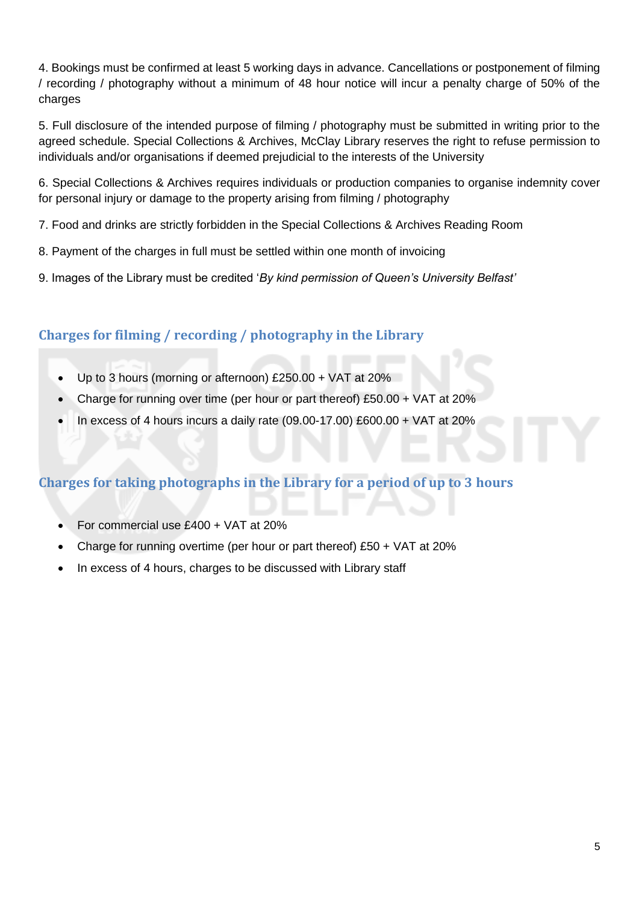4. Bookings must be confirmed at least 5 working days in advance. Cancellations or postponement of filming / recording / photography without a minimum of 48 hour notice will incur a penalty charge of 50% of the charges

5. Full disclosure of the intended purpose of filming / photography must be submitted in writing prior to the agreed schedule. Special Collections & Archives, McClay Library reserves the right to refuse permission to individuals and/or organisations if deemed prejudicial to the interests of the University

6. Special Collections & Archives requires individuals or production companies to organise indemnity cover for personal injury or damage to the property arising from filming / photography

7. Food and drinks are strictly forbidden in the Special Collections & Archives Reading Room

8. Payment of the charges in full must be settled within one month of invoicing

9. Images of the Library must be credited '*By kind permission of Queen's University Belfast*'

## Charges for filming / recording / photography in the Library

- Up to 3 hours (morning or afternoon) £250.00 + VAT at 20%
- Charge for running over time (per hour or part thereof) £50.00 + VAT at 20%
- In excess of 4 hours incurs a daily rate (09.00-17.00) £600.00 + VAT at 20%

## Charges for taking photographs in the Library for a period of up to 3 hours

- For commercial use £400 + VAT at 20%
- Charge for running overtime (per hour or part thereof) £50 + VAT at 20%
- In excess of 4 hours, charges to be discussed with Library staff